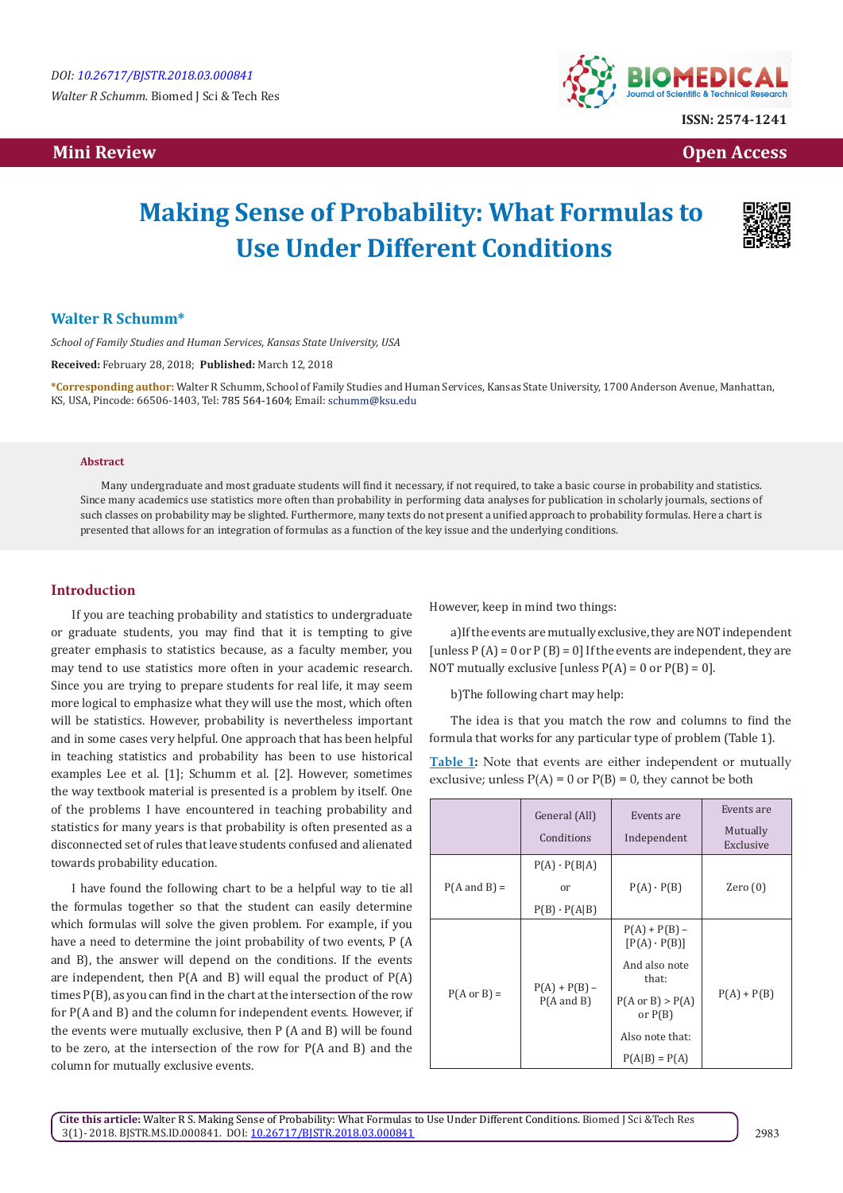# Making Sense of Probability: What Formulas to Use Under Different Conditions

**Walter R Schumm***

*School of Family Studies and Human Services, Kansas State University, USA*

**Received:** February 28, 2018; **Published:** March 12, 2018

***Corresponding author:** Walter R Schumm, School of Family Studies and Human Services, Kansas State University, 1700 Anderson Avenue, Manhattan, KS, USA, Pincode: 66506-1403, Tel: 785 564-1604; Email: schumm@ksu.edu

### Abstract

Many undergraduate and most graduate students will find it necessary, if not required, to take a basic course in probability and statistics. Since many academics use statistics more often than probability in performing data analyses for publication in scholarly journals, sections of such classes on probability may be slighted. Furthermore, many texts do not present a unified approach to probability formulas. Here a chart is presented that allows for an integration of formulas as a function of the key issue and the underlying conditions.

## Introduction

If you are teaching probability and statistics to undergraduate or graduate students, you may find that it is tempting to give greater emphasis to statistics because, as a faculty member, you may tend to use statistics more often in your academic research. Since you are trying to prepare students for real life, it may seem more logical to emphasize what they will use the most, which often will be statistics. However, probability is nevertheless important and in some cases very helpful. One approach that has been helpful in teaching statistics and probability has been to use historical examples Lee et al. [1]; Schumm et al. [2]. However, sometimes the way textbook material is presented is a problem by itself. One of the problems I have encountered in teaching probability and statistics for many years is that probability is often presented as a disconnected set of rules that leave students confused and alienated towards probability education.

I have found the following chart to be a helpful way to tie all the formulas together so that the student can easily determine which formulas will solve the given problem. For example, if you have a need to determine the joint probability of two events, P (A and B), the answer will depend on the conditions. If the events are independent, then P(A and B) will equal the product of P(A) times P(B), as you can find in the chart at the intersection of the row for P(A and B) and the column for independent events. However, if the events were mutually exclusive, then P (A and B) will be found to be zero, at the intersection of the row for P(A and B) and the column for mutually exclusive events.

However, keep in mind two things:

a) If the events are mutually exclusive, they are NOT independent [unless P (A) = 0 or P (B) = 0] If the events are independent, they are NOT mutually exclusive [unless P(A) = 0 or P(B) = 0].

b) The following chart may help:

The idea is that you match the row and columns to find the formula that works for any particular type of problem (Table 1).

**Table 1:** Note that events are either independent or mutually exclusive; unless P(A) = 0 or P(B) = 0, they cannot be both

| | General (All) Conditions | Events are Independent | Events are Mutually Exclusive |
|---|---|---|---|
| P(A and B) = | P(A) · P(B\|A) or P(B) · P(A\|B) | P(A) · P(B) | Zero (0) |
| P(A or B) = | P(A) + P(B) – P(A and B) | P(A) + P(B) – [P(A) · P(B)] And also note that: P(A or B) > P(A) or P(B) Also note that: P(A\|B) = P(A) | P(A) + P(B) |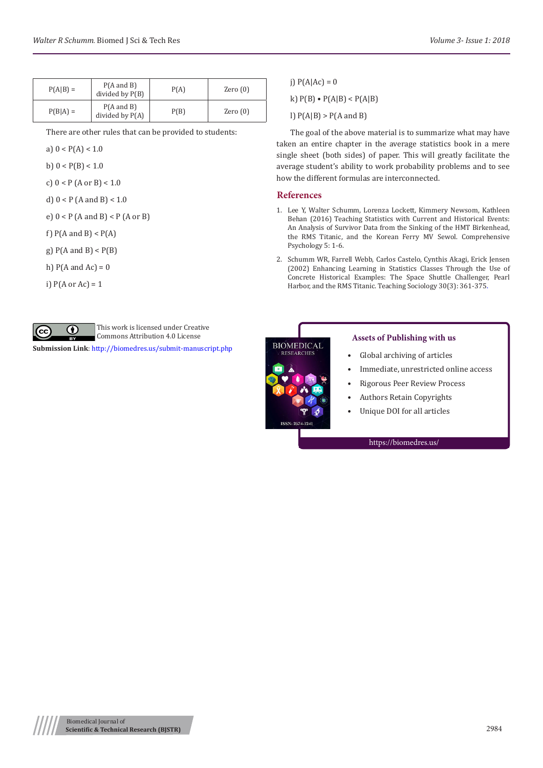| | | | |
|---|---|---|---|
| P(A\|B) = | P(A and B) divided by P(B) | P(A) | Zero (0) |
| P(B\|A) = | P(A and B) divided by P(A) | P(B) | Zero (0) |

There are other rules that can be provided to students:

a) 0 < P(A) < 1.0

b) 0 < P(B) < 1.0

c) 0 < P (A or B) < 1.0

d) 0 < P (A and B) < 1.0

e) 0 < P (A and B) < P (A or B)

f) P(A and B) < P(A)

g) P(A and B) < P(B)

h) P(A and Ac) = 0

i) P(A or Ac) = 1

j) P(A|Ac) = 0

k) P(B) • P(A|B) < P(A|B)

l) P(A|B) > P(A and B)

The goal of the above material is to summarize what may have taken an entire chapter in the average statistics book in a mere single sheet (both sides) of paper. This will greatly facilitate the average student's ability to work probability problems and to see how the different formulas are interconnected.

## References

1. Lee Y, Walter Schumm, Lorenza Lockett, Kimmery Newsom, Kathleen Behan (2016) Teaching Statistics with Current and Historical Events: An Analysis of Survivor Data from the Sinking of the HMT Birkenhead, the RMS Titanic, and the Korean Ferry MV Sewol. Comprehensive Psychology 5: 1-6.
2. Schumm WR, Farrell Webb, Carlos Castelo, Cynthis Akagi, Erick Jensen (2002) Enhancing Learning in Statistics Classes Through the Use of Concrete Historical Examples: The Space Shuttle Challenger, Pearl Harbor, and the RMS Titanic. Teaching Sociology 30(3): 361-375.

This work is licensed under Creative Commons Attribution 4.0 License

**Submission Link**: http://biomedres.us/submit-manuscript.php

**Assets of Publishing with us**

- Global archiving of articles
- Immediate, unrestricted online access
- Rigorous Peer Review Process
- Authors Retain Copyrights
- Unique DOI for all articles

https://biomedres.us/